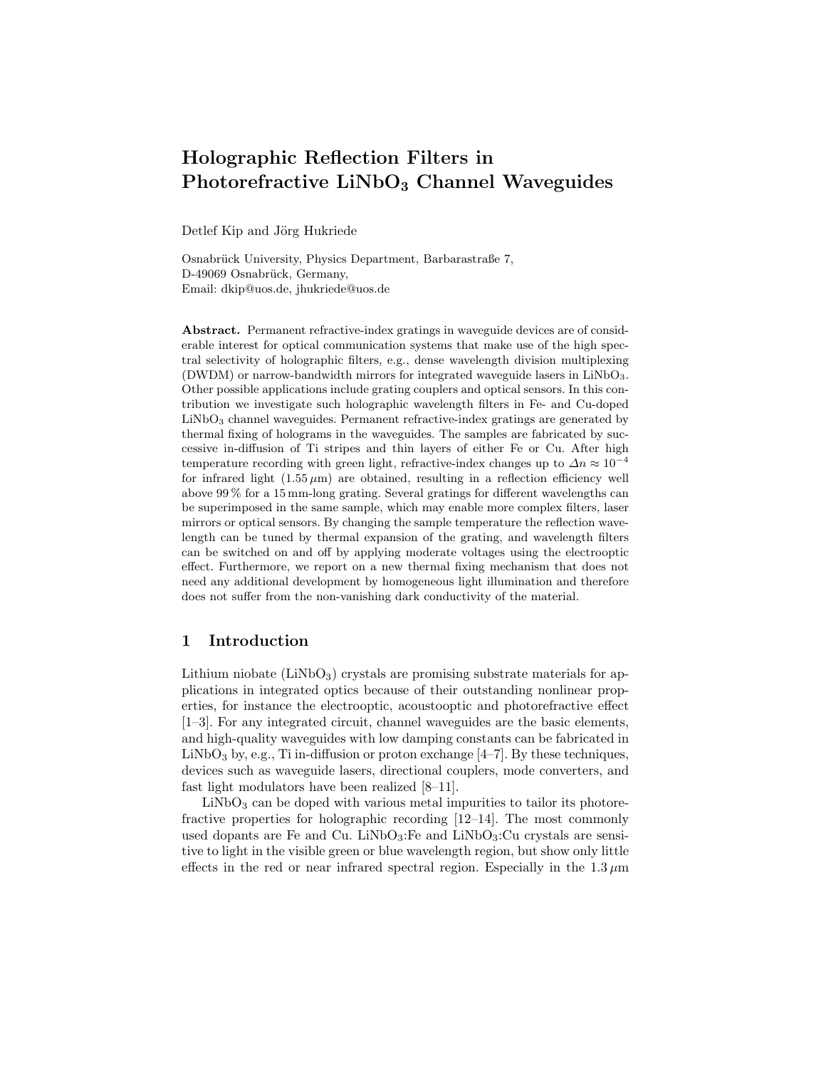# Holographic Reflection Filters in Photorefractive $LiNbO_3$ Channel Waveguides

Detlef Kip and Jörg Hukriede

Osnabrück University, Physics Department, Barbarastraße 7,
D-49069 Osnabrück, Germany,
Email: dkip@uos.de, jhukriede@uos.de

**Abstract.** Permanent refractive-index gratings in waveguide devices are of considerable interest for optical communication systems that make use of the high spectral selectivity of holographic filters, e.g., dense wavelength division multiplexing (DWDM) or narrow-bandwidth mirrors for integrated waveguide lasers in $LiNbO_3$. Other possible applications include grating couplers and optical sensors. In this contribution we investigate such holographic wavelength filters in Fe- and Cu-doped $LiNbO_3$ channel waveguides. Permanent refractive-index gratings are generated by thermal fixing of holograms in the waveguides. The samples are fabricated by successive in-diffusion of Ti stripes and thin layers of either Fe or Cu. After high temperature recording with green light, refractive-index changes up to $\Delta n \approx 10^{-4}$ for infrared light ($1.55\,\mu$m) are obtained, resulting in a reflection efficiency well above 99 % for a 15 mm-long grating. Several gratings for different wavelengths can be superimposed in the same sample, which may enable more complex filters, laser mirrors or optical sensors. By changing the sample temperature the reflection wavelength can be tuned by thermal expansion of the grating, and wavelength filters can be switched on and off by applying moderate voltages using the electrooptic effect. Furthermore, we report on a new thermal fixing mechanism that does not need any additional development by homogeneous light illumination and therefore does not suffer from the non-vanishing dark conductivity of the material.

## 1 Introduction

Lithium niobate ($LiNbO_3$) crystals are promising substrate materials for applications in integrated optics because of their outstanding nonlinear properties, for instance the electrooptic, acoustooptic and photorefractive effect [1–3]. For any integrated circuit, channel waveguides are the basic elements, and high-quality waveguides with low damping constants can be fabricated in $LiNbO_3$ by, e.g., Ti in-diffusion or proton exchange [4–7]. By these techniques, devices such as waveguide lasers, directional couplers, mode converters, and fast light modulators have been realized [8–11].

$LiNbO_3$ can be doped with various metal impurities to tailor its photorefractive properties for holographic recording [12–14]. The most commonly used dopants are Fe and Cu. $LiNbO_3$:Fe and $LiNbO_3$:Cu crystals are sensitive to light in the visible green or blue wavelength region, but show only little effects in the red or near infrared spectral region. Especially in the $1.3\,\mu$m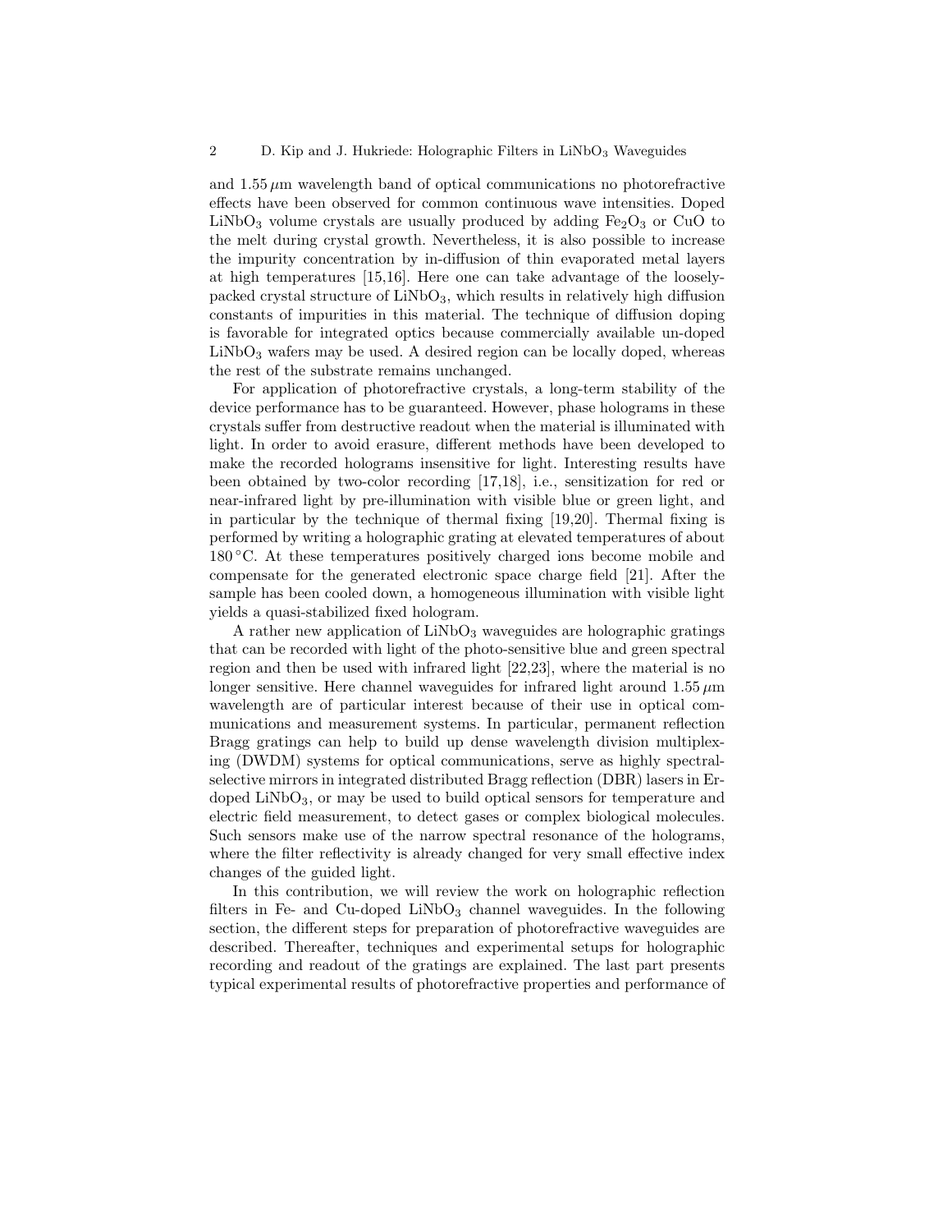and 1.55 μm wavelength band of optical communications no photorefractive effects have been observed for common continuous wave intensities. Doped $LiNbO_3$ volume crystals are usually produced by adding $Fe_2O_3$ or CuO to the melt during crystal growth. Nevertheless, it is also possible to increase the impurity concentration by in-diffusion of thin evaporated metal layers at high temperatures [15,16]. Here one can take advantage of the loosely-packed crystal structure of $LiNbO_3$, which results in relatively high diffusion constants of impurities in this material. The technique of diffusion doping is favorable for integrated optics because commercially available un-doped $LiNbO_3$ wafers may be used. A desired region can be locally doped, whereas the rest of the substrate remains unchanged.

For application of photorefractive crystals, a long-term stability of the device performance has to be guaranteed. However, phase holograms in these crystals suffer from destructive readout when the material is illuminated with light. In order to avoid erasure, different methods have been developed to make the recorded holograms insensitive for light. Interesting results have been obtained by two-color recording [17,18], i.e., sensitization for red or near-infrared light by pre-illumination with visible blue or green light, and in particular by the technique of thermal fixing [19,20]. Thermal fixing is performed by writing a holographic grating at elevated temperatures of about 180 °C. At these temperatures positively charged ions become mobile and compensate for the generated electronic space charge field [21]. After the sample has been cooled down, a homogeneous illumination with visible light yields a quasi-stabilized fixed hologram.

A rather new application of $LiNbO_3$ waveguides are holographic gratings that can be recorded with light of the photo-sensitive blue and green spectral region and then be used with infrared light [22,23], where the material is no longer sensitive. Here channel waveguides for infrared light around 1.55 μm wavelength are of particular interest because of their use in optical communications and measurement systems. In particular, permanent reflection Bragg gratings can help to build up dense wavelength division multiplexing (DWDM) systems for optical communications, serve as highly spectral-selective mirrors in integrated distributed Bragg reflection (DBR) lasers in Er-doped $LiNbO_3$, or may be used to build optical sensors for temperature and electric field measurement, to detect gases or complex biological molecules. Such sensors make use of the narrow spectral resonance of the holograms, where the filter reflectivity is already changed for very small effective index changes of the guided light.

In this contribution, we will review the work on holographic reflection filters in Fe- and Cu-doped $LiNbO_3$ channel waveguides. In the following section, the different steps for preparation of photorefractive waveguides are described. Thereafter, techniques and experimental setups for holographic recording and readout of the gratings are explained. The last part presents typical experimental results of photorefractive properties and performance of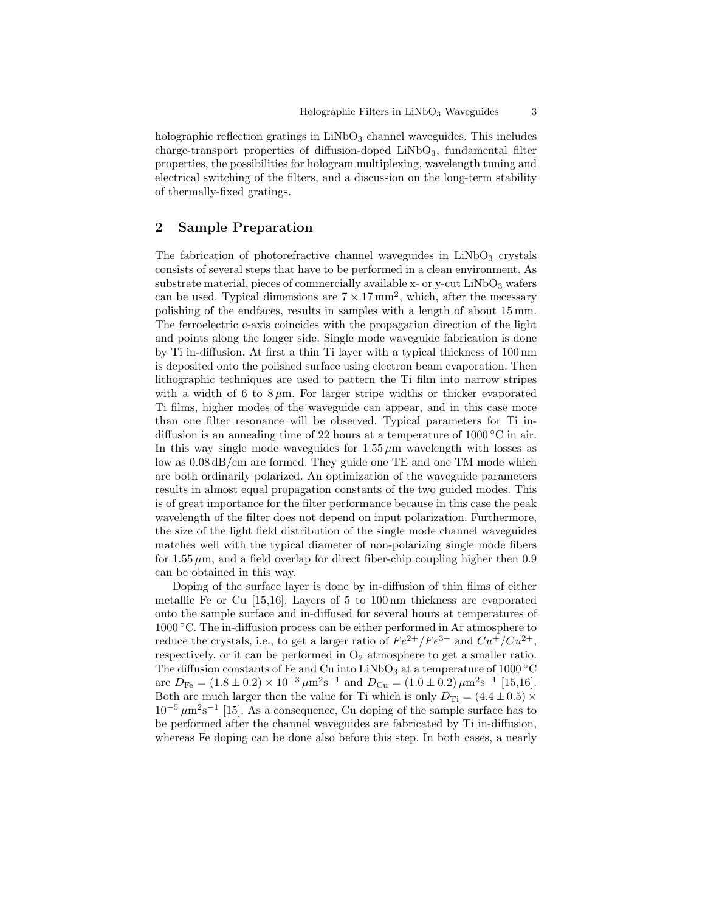holographic reflection gratings in $LiNbO_3$ channel waveguides. This includes charge-transport properties of diffusion-doped $LiNbO_3$, fundamental filter properties, the possibilities for hologram multiplexing, wavelength tuning and electrical switching of the filters, and a discussion on the long-term stability of thermally-fixed gratings.

## 2 Sample Preparation

The fabrication of photorefractive channel waveguides in $LiNbO_3$ crystals consists of several steps that have to be performed in a clean environment. As substrate material, pieces of commercially available x- or y-cut $LiNbO_3$ wafers can be used. Typical dimensions are $7 \times 17\,\mathrm{mm}^2$, which, after the necessary polishing of the endfaces, results in samples with a length of about 15 mm. The ferroelectric c-axis coincides with the propagation direction of the light and points along the longer side. Single mode waveguide fabrication is done by Ti in-diffusion. At first a thin Ti layer with a typical thickness of 100 nm is deposited onto the polished surface using electron beam evaporation. Then lithographic techniques are used to pattern the Ti film into narrow stripes with a width of 6 to $8\,\mu$m. For larger stripe widths or thicker evaporated Ti films, higher modes of the waveguide can appear, and in this case more than one filter resonance will be observed. Typical parameters for Ti in-diffusion is an annealing time of 22 hours at a temperature of $1000\,^{\circ}$C in air. In this way single mode waveguides for $1.55\,\mu$m wavelength with losses as low as 0.08 dB/cm are formed. They guide one TE and one TM mode which are both ordinarily polarized. An optimization of the waveguide parameters results in almost equal propagation constants of the two guided modes. This is of great importance for the filter performance because in this case the peak wavelength of the filter does not depend on input polarization. Furthermore, the size of the light field distribution of the single mode channel waveguides matches well with the typical diameter of non-polarizing single mode fibers for $1.55\,\mu$m, and a field overlap for direct fiber-chip coupling higher then 0.9 can be obtained in this way.

Doping of the surface layer is done by in-diffusion of thin films of either metallic Fe or Cu [15,16]. Layers of 5 to 100 nm thickness are evaporated onto the sample surface and in-diffused for several hours at temperatures of $1000\,^{\circ}$C. The in-diffusion process can be either performed in Ar atmosphere to reduce the crystals, i.e., to get a larger ratio of $Fe^{2+}/Fe^{3+}$ and $Cu^{+}/Cu^{2+}$, respectively, or it can be performed in $O_2$ atmosphere to get a smaller ratio. The diffusion constants of Fe and Cu into $LiNbO_3$ at a temperature of $1000\,^{\circ}$C are $D_{\mathrm{Fe}} = (1.8 \pm 0.2) \times 10^{-3}\,\mu\mathrm{m}^2\mathrm{s}^{-1}$ and $D_{\mathrm{Cu}} = (1.0 \pm 0.2)\,\mu\mathrm{m}^2\mathrm{s}^{-1}$ [15,16]. Both are much larger then the value for Ti which is only $D_{\mathrm{Ti}} = (4.4 \pm 0.5) \times 10^{-5}\,\mu\mathrm{m}^2\mathrm{s}^{-1}$ [15]. As a consequence, Cu doping of the sample surface has to be performed after the channel waveguides are fabricated by Ti in-diffusion, whereas Fe doping can be done also before this step. In both cases, a nearly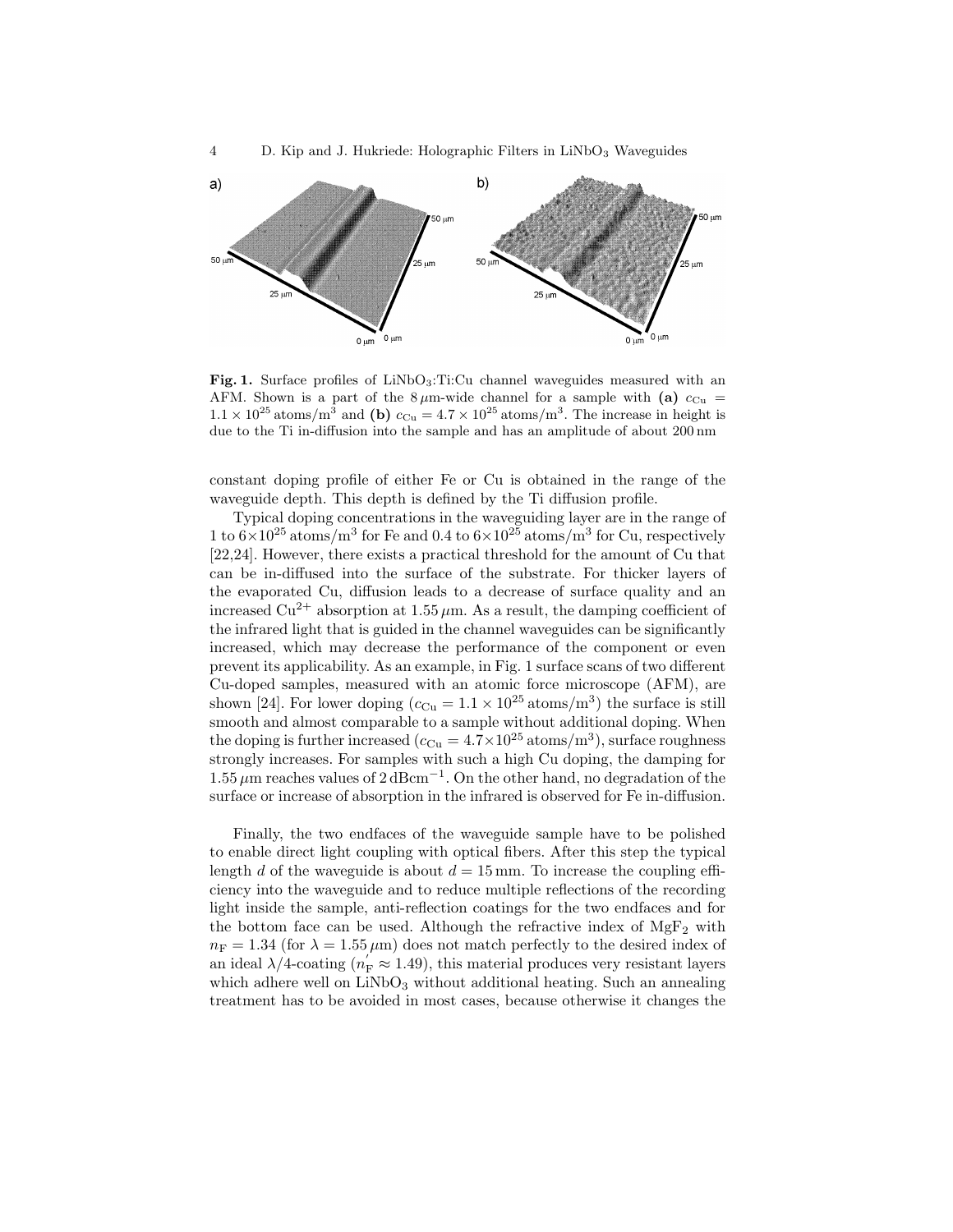**Fig. 1.** Surface profiles of $LiNbO_3$:Ti:Cu channel waveguides measured with an AFM. Shown is a part of the $8\,\mu$m-wide channel for a sample with **(a)** $c_{Cu} = 1.1 \times 10^{25}$ atoms/m$^3$ and **(b)** $c_{Cu} = 4.7 \times 10^{25}$ atoms/m$^3$. The increase in height is due to the Ti in-diffusion into the sample and has an amplitude of about 200 nm

constant doping profile of either Fe or Cu is obtained in the range of the waveguide depth. This depth is defined by the Ti diffusion profile.

Typical doping concentrations in the waveguiding layer are in the range of 1 to $6\times10^{25}$ atoms/m$^3$ for Fe and 0.4 to $6\times10^{25}$ atoms/m$^3$ for Cu, respectively [22,24]. However, there exists a practical threshold for the amount of Cu that can be in-diffused into the surface of the substrate. For thicker layers of the evaporated Cu, diffusion leads to a decrease of surface quality and an increased $Cu^{2+}$ absorption at $1.55\,\mu$m. As a result, the damping coefficient of the infrared light that is guided in the channel waveguides can be significantly increased, which may decrease the performance of the component or even prevent its applicability. As an example, in Fig. 1 surface scans of two different Cu-doped samples, measured with an atomic force microscope (AFM), are shown [24]. For lower doping ($c_{Cu} = 1.1 \times 10^{25}$ atoms/m$^3$) the surface is still smooth and almost comparable to a sample without additional doping. When the doping is further increased ($c_{Cu} = 4.7\times10^{25}$ atoms/m$^3$), surface roughness strongly increases. For samples with such a high Cu doping, the damping for $1.55\,\mu$m reaches values of $2\,\mathrm{dBcm}^{-1}$. On the other hand, no degradation of the surface or increase of absorption in the infrared is observed for Fe in-diffusion.

Finally, the two endfaces of the waveguide sample have to be polished to enable direct light coupling with optical fibers. After this step the typical length $d$ of the waveguide is about $d = 15$ mm. To increase the coupling efficiency into the waveguide and to reduce multiple reflections of the recording light inside the sample, anti-reflection coatings for the two endfaces and for the bottom face can be used. Although the refractive index of $MgF_2$ with $n_F = 1.34$ (for $\lambda = 1.55\,\mu$m) does not match perfectly to the desired index of an ideal $\lambda/4$-coating ($n_F^{'} \approx 1.49$), this material produces very resistant layers which adhere well on $LiNbO_3$ without additional heating. Such an annealing treatment has to be avoided in most cases, because otherwise it changes the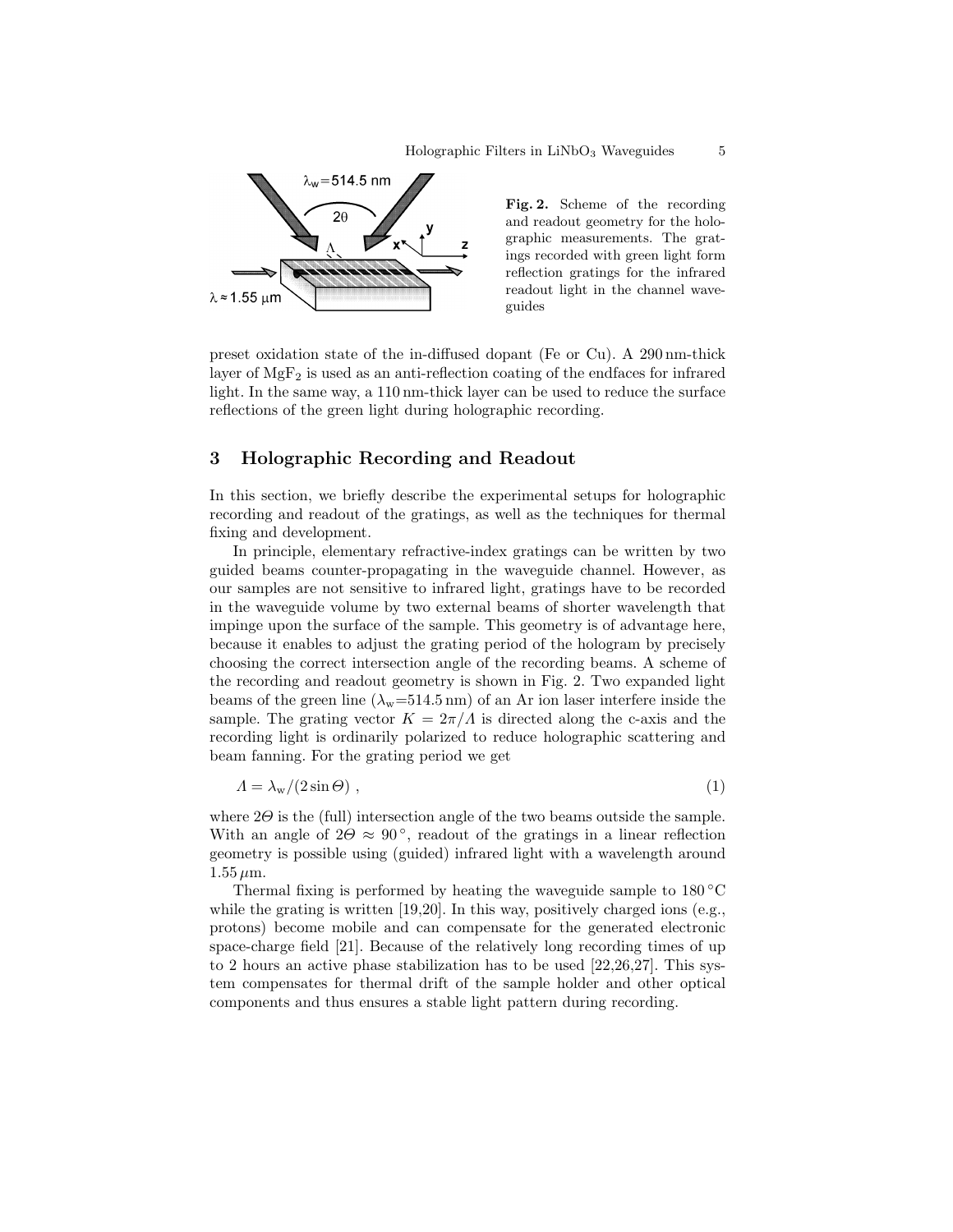**Fig. 2.** Scheme of the recording and readout geometry for the holographic measurements. The gratings recorded with green light form reflection gratings for the infrared readout light in the channel waveguides

preset oxidation state of the in-diffused dopant (Fe or Cu). A 290 nm-thick layer of $MgF_2$ is used as an anti-reflection coating of the endfaces for infrared light. In the same way, a 110 nm-thick layer can be used to reduce the surface reflections of the green light during holographic recording.

## 3 Holographic Recording and Readout

In this section, we briefly describe the experimental setups for holographic recording and readout of the gratings, as well as the techniques for thermal fixing and development.

In principle, elementary refractive-index gratings can be written by two guided beams counter-propagating in the waveguide channel. However, as our samples are not sensitive to infrared light, gratings have to be recorded in the waveguide volume by two external beams of shorter wavelength that impinge upon the surface of the sample. This geometry is of advantage here, because it enables to adjust the grating period of the hologram by precisely choosing the correct intersection angle of the recording beams. A scheme of the recording and readout geometry is shown in Fig. 2. Two expanded light beams of the green line ($\lambda_w$=514.5 nm) of an Ar ion laser interfere inside the sample. The grating vector $K = 2\pi/\Lambda$ is directed along the c-axis and the recording light is ordinarily polarized to reduce holographic scattering and beam fanning. For the grating period we get

$$\Lambda = \lambda_w/(2\sin\Theta) , \tag{1}$$

where $2\Theta$ is the (full) intersection angle of the two beams outside the sample. With an angle of $2\Theta \approx 90^\circ$, readout of the gratings in a linear reflection geometry is possible using (guided) infrared light with a wavelength around $1.55\,\mu$m.

Thermal fixing is performed by heating the waveguide sample to 180 °C while the grating is written [19,20]. In this way, positively charged ions (e.g., protons) become mobile and can compensate for the generated electronic space-charge field [21]. Because of the relatively long recording times of up to 2 hours an active phase stabilization has to be used [22,26,27]. This system compensates for thermal drift of the sample holder and other optical components and thus ensures a stable light pattern during recording.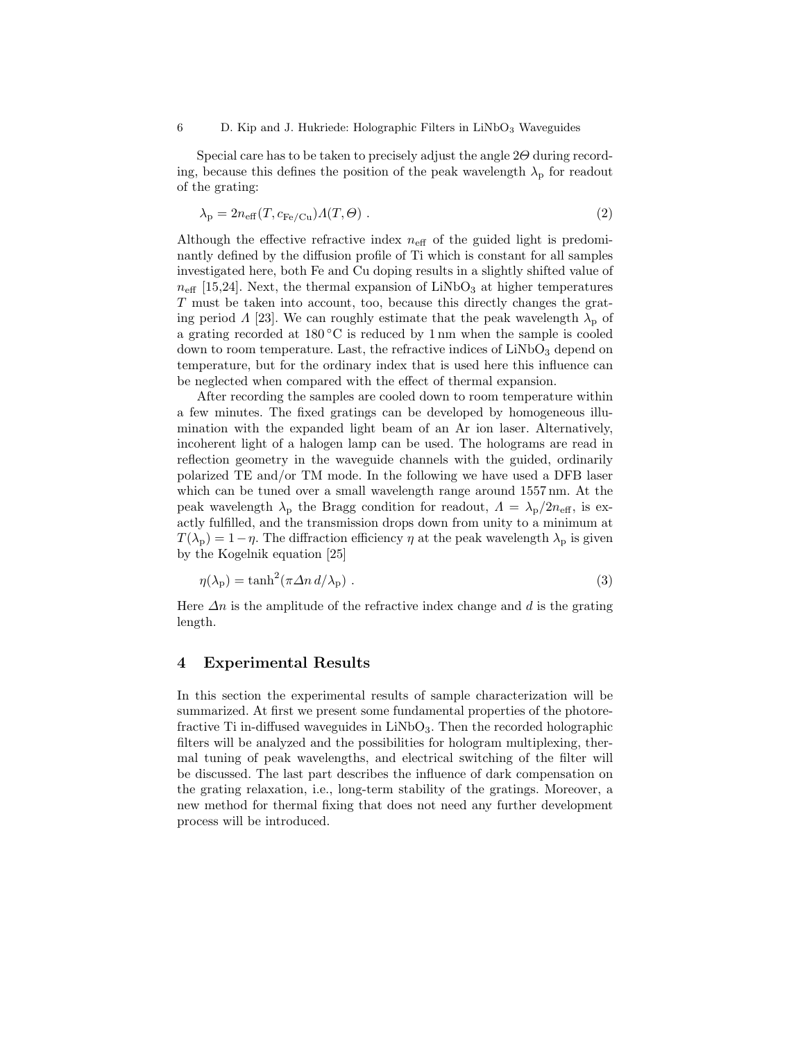Special care has to be taken to precisely adjust the angle $2\Theta$ during recording, because this defines the position of the peak wavelength $\lambda_p$ for readout of the grating:

$$\lambda_p = 2n_{eff}(T, c_{Fe/Cu})\Lambda(T, \Theta) . \tag{2}$$

Although the effective refractive index $n_{eff}$ of the guided light is predominantly defined by the diffusion profile of Ti which is constant for all samples investigated here, both Fe and Cu doping results in a slightly shifted value of $n_{eff}$ [15,24]. Next, the thermal expansion of $LiNbO_3$ at higher temperatures $T$ must be taken into account, too, because this directly changes the grating period $\Lambda$ [23]. We can roughly estimate that the peak wavelength $\lambda_p$ of a grating recorded at 180 °C is reduced by 1 nm when the sample is cooled down to room temperature. Last, the refractive indices of $LiNbO_3$ depend on temperature, but for the ordinary index that is used here this influence can be neglected when compared with the effect of thermal expansion.

After recording the samples are cooled down to room temperature within a few minutes. The fixed gratings can be developed by homogeneous illumination with the expanded light beam of an Ar ion laser. Alternatively, incoherent light of a halogen lamp can be used. The holograms are read in reflection geometry in the waveguide channels with the guided, ordinarily polarized TE and/or TM mode. In the following we have used a DFB laser which can be tuned over a small wavelength range around 1557 nm. At the peak wavelength $\lambda_p$ the Bragg condition for readout, $\Lambda = \lambda_p/2n_{eff}$, is exactly fulfilled, and the transmission drops down from unity to a minimum at $T(\lambda_p) = 1 - \eta$. The diffraction efficiency $\eta$ at the peak wavelength $\lambda_p$ is given by the Kogelnik equation [25]

$$\eta(\lambda_p) = \tanh^2(\pi \Delta n \, d/\lambda_p) . \tag{3}$$

Here $\Delta n$ is the amplitude of the refractive index change and $d$ is the grating length.

## 4 Experimental Results

In this section the experimental results of sample characterization will be summarized. At first we present some fundamental properties of the photorefractive Ti in-diffused waveguides in $LiNbO_3$. Then the recorded holographic filters will be analyzed and the possibilities for hologram multiplexing, thermal tuning of peak wavelengths, and electrical switching of the filter will be discussed. The last part describes the influence of dark compensation on the grating relaxation, i.e., long-term stability of the gratings. Moreover, a new method for thermal fixing that does not need any further development process will be introduced.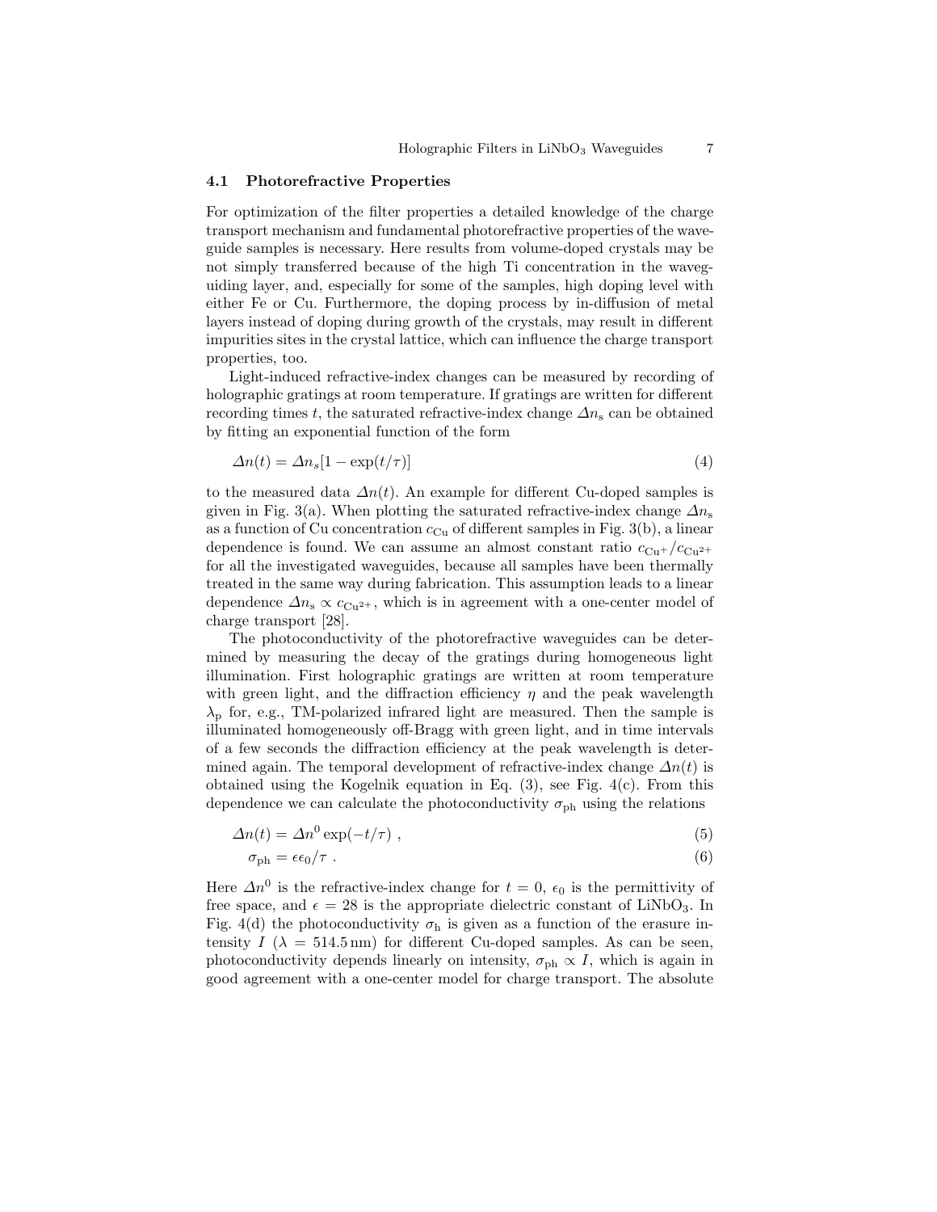### 4.1 Photorefractive Properties

For optimization of the filter properties a detailed knowledge of the charge transport mechanism and fundamental photorefractive properties of the waveguide samples is necessary. Here results from volume-doped crystals may be not simply transferred because of the high Ti concentration in the waveguiding layer, and, especially for some of the samples, high doping level with either Fe or Cu. Furthermore, the doping process by in-diffusion of metal layers instead of doping during growth of the crystals, may result in different impurities sites in the crystal lattice, which can influence the charge transport properties, too.

Light-induced refractive-index changes can be measured by recording of holographic gratings at room temperature. If gratings are written for different recording times $t$, the saturated refractive-index change $\Delta n_{\mathrm{s}}$ can be obtained by fitting an exponential function of the form

$$\Delta n(t) = \Delta n_s[1 - \exp(t/\tau)] \tag{4}$$

to the measured data $\Delta n(t)$. An example for different Cu-doped samples is given in Fig. 3(a). When plotting the saturated refractive-index change $\Delta n_{\mathrm{s}}$ as a function of Cu concentration $c_{\mathrm{Cu}}$ of different samples in Fig. 3(b), a linear dependence is found. We can assume an almost constant ratio $c_{\mathrm{Cu}^+}/c_{\mathrm{Cu}^{2+}}$ for all the investigated waveguides, because all samples have been thermally treated in the same way during fabrication. This assumption leads to a linear dependence $\Delta n_{\mathrm{s}} \propto c_{\mathrm{Cu}^{2+}}$, which is in agreement with a one-center model of charge transport [28].

The photoconductivity of the photorefractive waveguides can be determined by measuring the decay of the gratings during homogeneous light illumination. First holographic gratings are written at room temperature with green light, and the diffraction efficiency $\eta$ and the peak wavelength $\lambda_{\mathrm{p}}$ for, e.g., TM-polarized infrared light are measured. Then the sample is illuminated homogeneously off-Bragg with green light, and in time intervals of a few seconds the diffraction efficiency at the peak wavelength is determined again. The temporal development of refractive-index change $\Delta n(t)$ is obtained using the Kogelnik equation in Eq. (3), see Fig. 4(c). From this dependence we can calculate the photoconductivity $\sigma_{\mathrm{ph}}$ using the relations

$$\Delta n(t) = \Delta n^0 \exp(-t/\tau) \ , \tag{5}$$

$$\sigma_{\mathrm{ph}} = \epsilon\epsilon_0/\tau \ . \tag{6}$$

Here $\Delta n^0$ is the refractive-index change for $t = 0$, $\epsilon_0$ is the permittivity of free space, and $\epsilon = 28$ is the appropriate dielectric constant of $LiNbO_3$. In Fig. 4(d) the photoconductivity $\sigma_{\mathrm{h}}$ is given as a function of the erasure intensity $I$ ($\lambda = 514.5\,\mathrm{nm}$) for different Cu-doped samples. As can be seen, photoconductivity depends linearly on intensity, $\sigma_{\mathrm{ph}} \propto I$, which is again in good agreement with a one-center model for charge transport. The absolute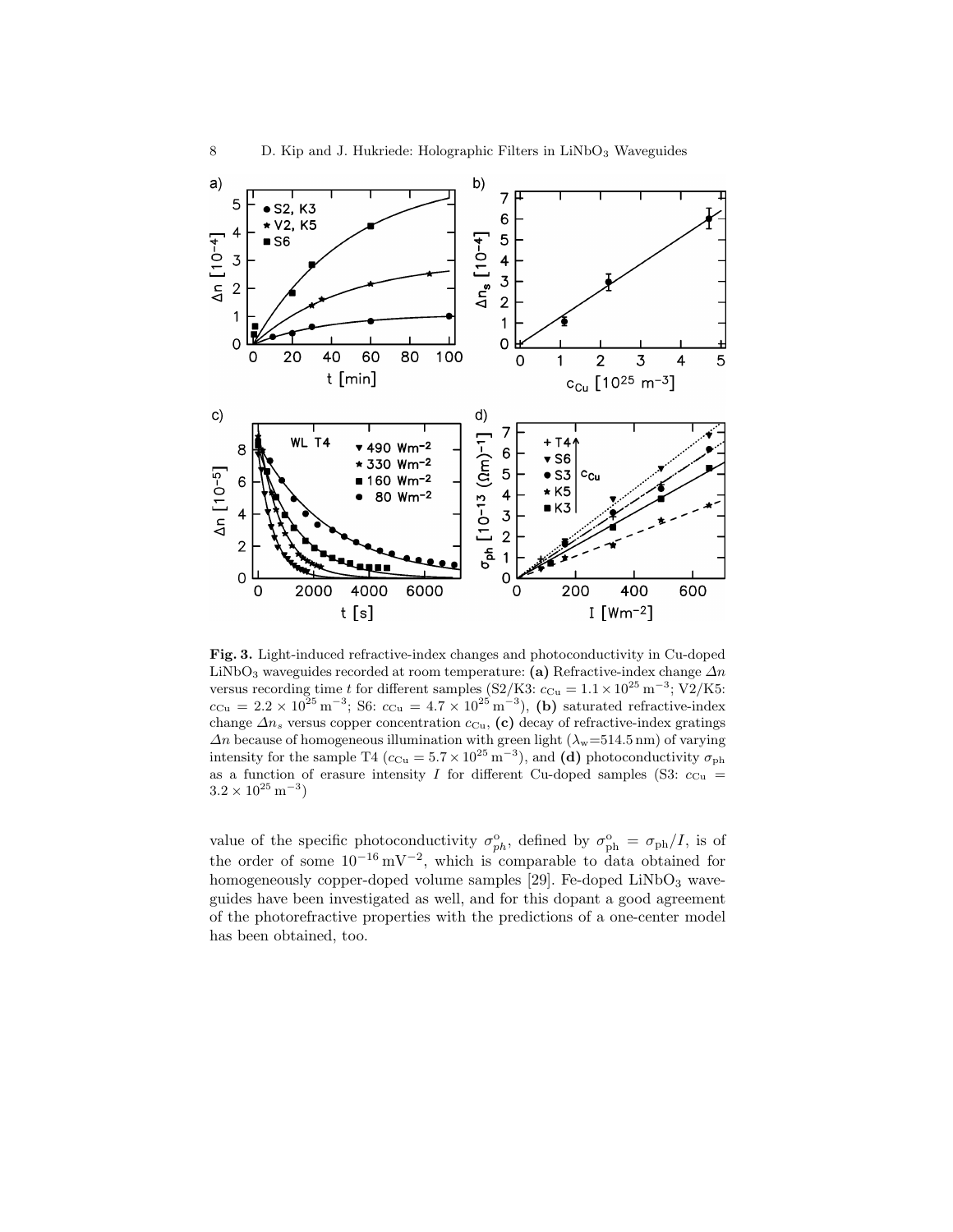**Fig. 3.** Light-induced refractive-index changes and photoconductivity in Cu-doped $LiNbO_3$ waveguides recorded at room temperature: **(a)** Refractive-index change $\Delta n$ versus recording time $t$ for different samples (S2/K3: $c_{\mathrm{Cu}} = 1.1 \times 10^{25}\,\mathrm{m}^{-3}$; V2/K5: $c_{\mathrm{Cu}} = 2.2 \times 10^{25}\,\mathrm{m}^{-3}$; S6: $c_{\mathrm{Cu}} = 4.7 \times 10^{25}\,\mathrm{m}^{-3}$), **(b)** saturated refractive-index change $\Delta n_s$ versus copper concentration $c_{\mathrm{Cu}}$, **(c)** decay of refractive-index gratings $\Delta n$ because of homogeneous illumination with green light ($\lambda_{\mathrm{w}}$=514.5 nm) of varying intensity for the sample T4 ($c_{\mathrm{Cu}} = 5.7 \times 10^{25}\,\mathrm{m}^{-3}$), and **(d)** photoconductivity $\sigma_{\mathrm{ph}}$ as a function of erasure intensity $I$ for different Cu-doped samples (S3: $c_{\mathrm{Cu}} = 3.2 \times 10^{25}\,\mathrm{m}^{-3}$)

value of the specific photoconductivity $\sigma^{\mathrm{o}}_{ph}$, defined by $\sigma^{\mathrm{o}}_{\mathrm{ph}} = \sigma_{\mathrm{ph}}/I$, is of the order of some $10^{-16}\,\mathrm{mV}^{-2}$, which is comparable to data obtained for homogeneously copper-doped volume samples [29]. Fe-doped $LiNbO_3$ waveguides have been investigated as well, and for this dopant a good agreement of the photorefractive properties with the predictions of a one-center model has been obtained, too.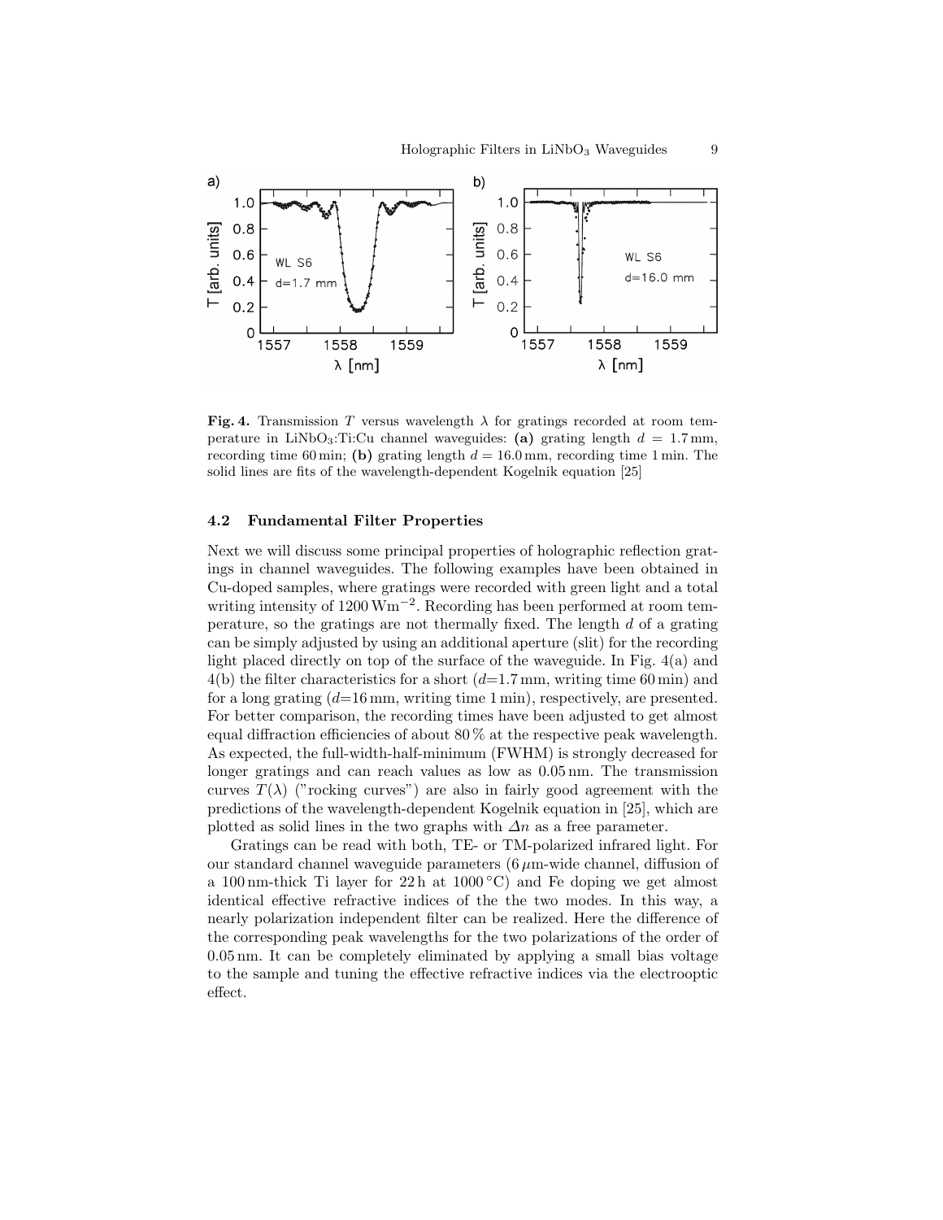**Fig. 4.** Transmission $T$ versus wavelength $\lambda$ for gratings recorded at room temperature in $LiNbO_3$:Ti:Cu channel waveguides: **(a)** grating length $d = 1.7$ mm, recording time 60 min; **(b)** grating length $d = 16.0$ mm, recording time 1 min. The solid lines are fits of the wavelength-dependent Kogelnik equation [25]

### 4.2 Fundamental Filter Properties

Next we will discuss some principal properties of holographic reflection gratings in channel waveguides. The following examples have been obtained in Cu-doped samples, where gratings were recorded with green light and a total writing intensity of $1200\,\mathrm{Wm^{-2}}$. Recording has been performed at room temperature, so the gratings are not thermally fixed. The length $d$ of a grating can be simply adjusted by using an additional aperture (slit) for the recording light placed directly on top of the surface of the waveguide. In Fig. 4(a) and 4(b) the filter characteristics for a short ($d$=1.7 mm, writing time 60 min) and for a long grating ($d$=16 mm, writing time 1 min), respectively, are presented. For better comparison, the recording times have been adjusted to get almost equal diffraction efficiencies of about 80 % at the respective peak wavelength. As expected, the full-width-half-minimum (FWHM) is strongly decreased for longer gratings and can reach values as low as 0.05 nm. The transmission curves $T(\lambda)$ ("rocking curves") are also in fairly good agreement with the predictions of the wavelength-dependent Kogelnik equation in [25], which are plotted as solid lines in the two graphs with $\Delta n$ as a free parameter.

Gratings can be read with both, TE- or TM-polarized infrared light. For our standard channel waveguide parameters ($6\,\mu$m-wide channel, diffusion of a 100 nm-thick Ti layer for 22 h at 1000 °C) and Fe doping we get almost identical effective refractive indices of the the two modes. In this way, a nearly polarization independent filter can be realized. Here the difference of the corresponding peak wavelengths for the two polarizations of the order of 0.05 nm. It can be completely eliminated by applying a small bias voltage to the sample and tuning the effective refractive indices via the electrooptic effect.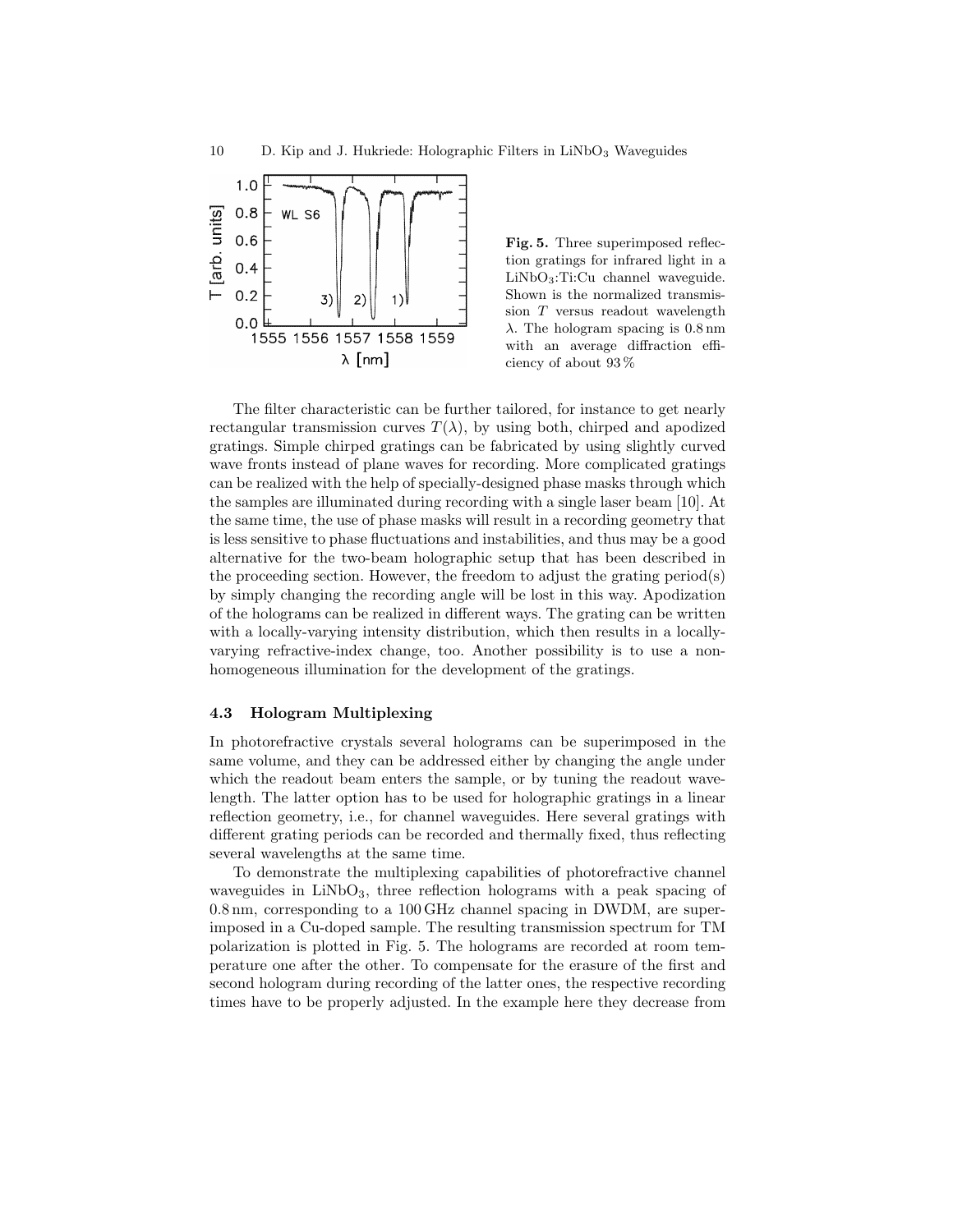**Fig. 5.** Three superimposed reflection gratings for infrared light in a $LiNbO_3$:Ti:Cu channel waveguide. Shown is the normalized transmission $T$ versus readout wavelength $\lambda$. The hologram spacing is 0.8 nm with an average diffraction efficiency of about 93 %

The filter characteristic can be further tailored, for instance to get nearly rectangular transmission curves $T(\lambda)$, by using both, chirped and apodized gratings. Simple chirped gratings can be fabricated by using slightly curved wave fronts instead of plane waves for recording. More complicated gratings can be realized with the help of specially-designed phase masks through which the samples are illuminated during recording with a single laser beam [10]. At the same time, the use of phase masks will result in a recording geometry that is less sensitive to phase fluctuations and instabilities, and thus may be a good alternative for the two-beam holographic setup that has been described in the proceeding section. However, the freedom to adjust the grating period(s) by simply changing the recording angle will be lost in this way. Apodization of the holograms can be realized in different ways. The grating can be written with a locally-varying intensity distribution, which then results in a locally-varying refractive-index change, too. Another possibility is to use a non-homogeneous illumination for the development of the gratings.

### 4.3 Hologram Multiplexing

In photorefractive crystals several holograms can be superimposed in the same volume, and they can be addressed either by changing the angle under which the readout beam enters the sample, or by tuning the readout wavelength. The latter option has to be used for holographic gratings in a linear reflection geometry, i.e., for channel waveguides. Here several gratings with different grating periods can be recorded and thermally fixed, thus reflecting several wavelengths at the same time.

To demonstrate the multiplexing capabilities of photorefractive channel waveguides in $LiNbO_3$, three reflection holograms with a peak spacing of 0.8 nm, corresponding to a 100 GHz channel spacing in DWDM, are superimposed in a Cu-doped sample. The resulting transmission spectrum for TM polarization is plotted in Fig. 5. The holograms are recorded at room temperature one after the other. To compensate for the erasure of the first and second hologram during recording of the latter ones, the respective recording times have to be properly adjusted. In the example here they decrease from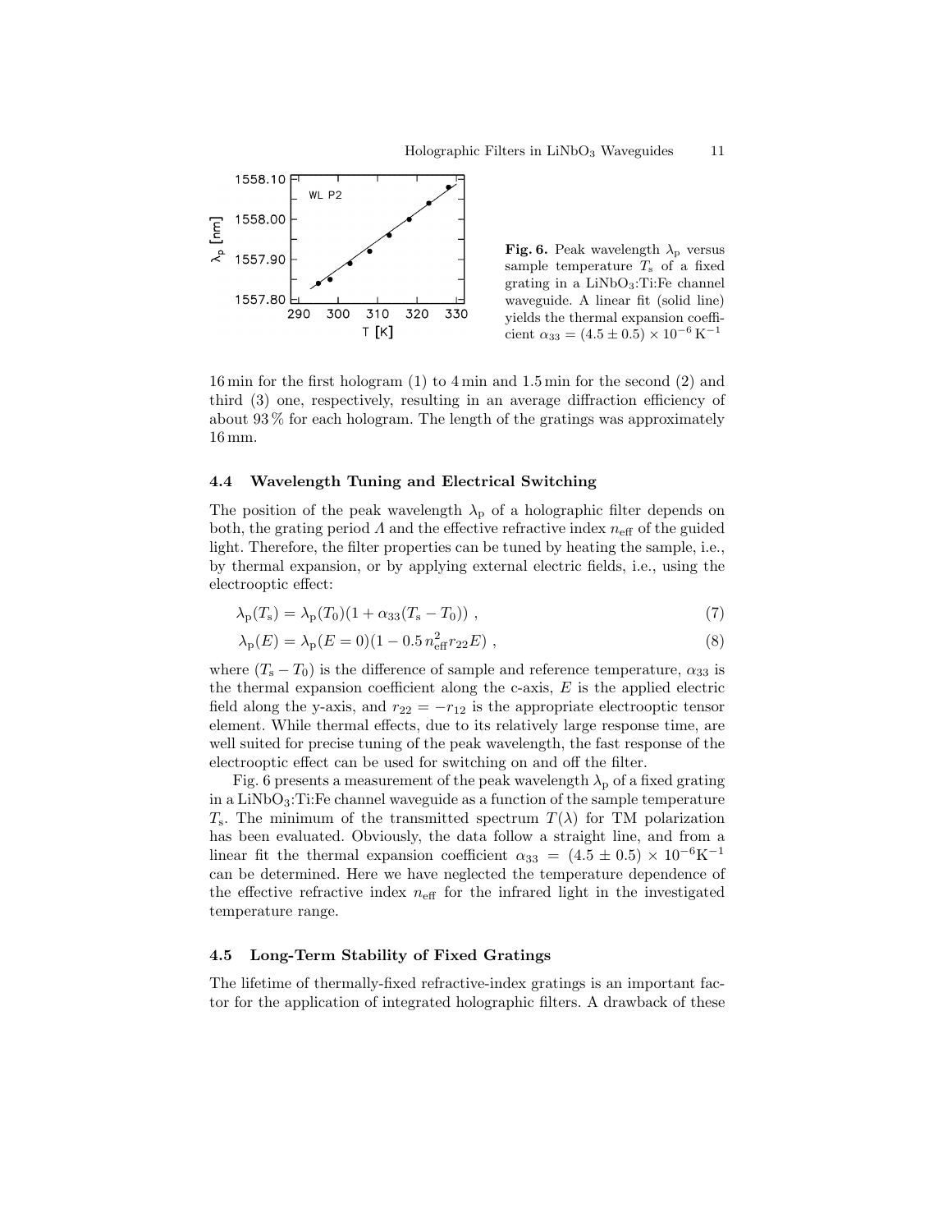**Fig. 6.** Peak wavelength $\lambda_p$ versus sample temperature $T_s$ of a fixed grating in a $LiNbO_3$:Ti:Fe channel waveguide. A linear fit (solid line) yields the thermal expansion coefficient $\alpha_{33} = (4.5 \pm 0.5) \times 10^{-6}\,K^{-1}$

16 min for the first hologram (1) to 4 min and 1.5 min for the second (2) and third (3) one, respectively, resulting in an average diffraction efficiency of about 93 % for each hologram. The length of the gratings was approximately 16 mm.

### 4.4 Wavelength Tuning and Electrical Switching

The position of the peak wavelength $\lambda_p$ of a holographic filter depends on both, the grating period $\Lambda$ and the effective refractive index $n_{eff}$ of the guided light. Therefore, the filter properties can be tuned by heating the sample, i.e., by thermal expansion, or by applying external electric fields, i.e., using the electrooptic effect:

$$\lambda_p(T_s) = \lambda_p(T_0)(1 + \alpha_{33}(T_s - T_0)) \ , \tag{7}$$

$$\lambda_p(E) = \lambda_p(E = 0)(1 - 0.5\, n_{eff}^2 r_{22} E) \ , \tag{8}$$

where $(T_s - T_0)$ is the difference of sample and reference temperature, $\alpha_{33}$ is the thermal expansion coefficient along the c-axis, $E$ is the applied electric field along the y-axis, and $r_{22} = -r_{12}$ is the appropriate electrooptic tensor element. While thermal effects, due to its relatively large response time, are well suited for precise tuning of the peak wavelength, the fast response of the electrooptic effect can be used for switching on and off the filter.

Fig. 6 presents a measurement of the peak wavelength $\lambda_p$ of a fixed grating in a $LiNbO_3$:Ti:Fe channel waveguide as a function of the sample temperature $T_s$. The minimum of the transmitted spectrum $T(\lambda)$ for TM polarization has been evaluated. Obviously, the data follow a straight line, and from a linear fit the thermal expansion coefficient $\alpha_{33} = (4.5 \pm 0.5) \times 10^{-6} K^{-1}$ can be determined. Here we have neglected the temperature dependence of the effective refractive index $n_{eff}$ for the infrared light in the investigated temperature range.

### 4.5 Long-Term Stability of Fixed Gratings

The lifetime of thermally-fixed refractive-index gratings is an important factor for the application of integrated holographic filters. A drawback of these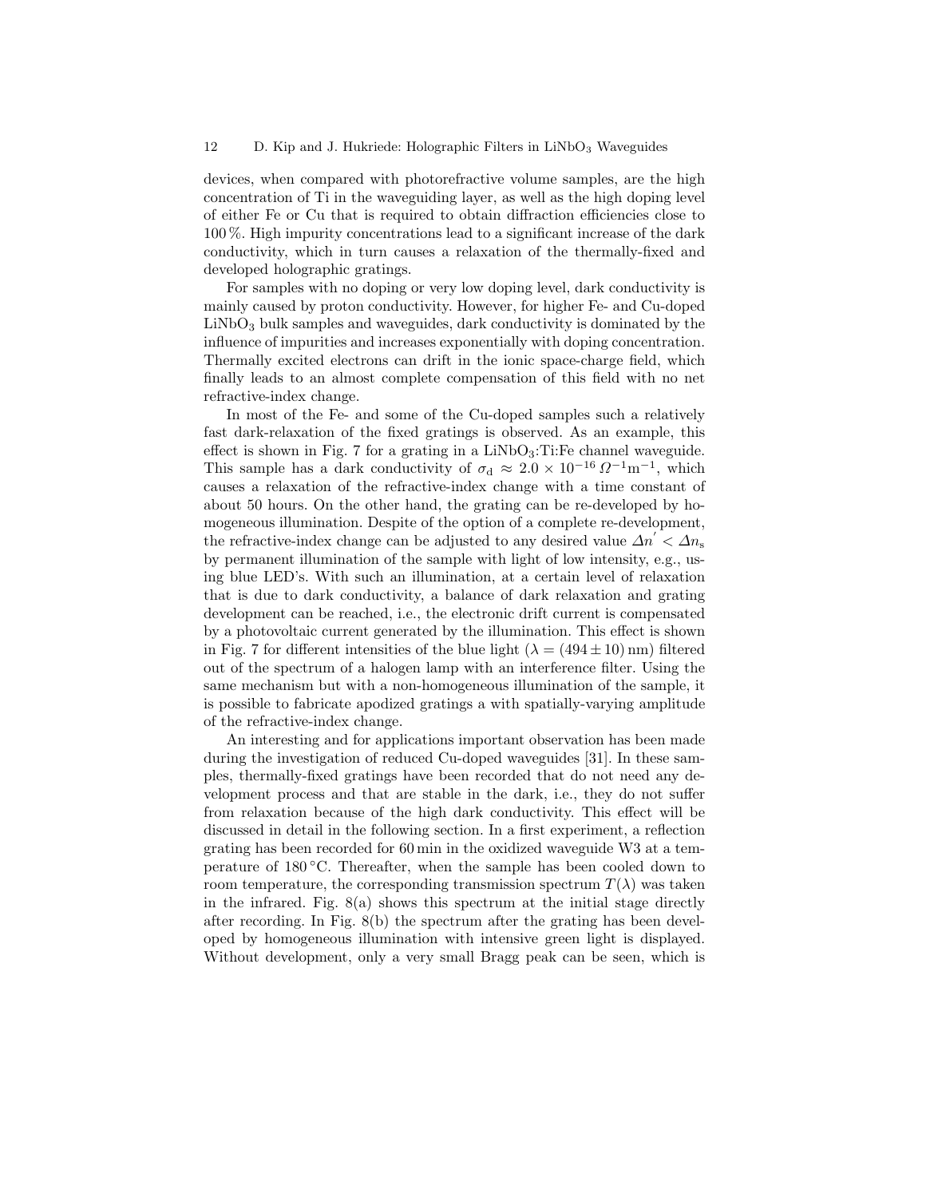devices, when compared with photorefractive volume samples, are the high concentration of Ti in the waveguiding layer, as well as the high doping level of either Fe or Cu that is required to obtain diffraction efficiencies close to 100 %. High impurity concentrations lead to a significant increase of the dark conductivity, which in turn causes a relaxation of the thermally-fixed and developed holographic gratings.

For samples with no doping or very low doping level, dark conductivity is mainly caused by proton conductivity. However, for higher Fe- and Cu-doped $LiNbO_3$ bulk samples and waveguides, dark conductivity is dominated by the influence of impurities and increases exponentially with doping concentration. Thermally excited electrons can drift in the ionic space-charge field, which finally leads to an almost complete compensation of this field with no net refractive-index change.

In most of the Fe- and some of the Cu-doped samples such a relatively fast dark-relaxation of the fixed gratings is observed. As an example, this effect is shown in Fig. 7 for a grating in a $LiNbO_3$:Ti:Fe channel waveguide. This sample has a dark conductivity of $\sigma_d \approx 2.0 \times 10^{-16}\,\Omega^{-1}\mathrm{m}^{-1}$, which causes a relaxation of the refractive-index change with a time constant of about 50 hours. On the other hand, the grating can be re-developed by homogeneous illumination. Despite of the option of a complete re-development, the refractive-index change can be adjusted to any desired value $\Delta n' < \Delta n_s$ by permanent illumination of the sample with light of low intensity, e.g., using blue LED's. With such an illumination, at a certain level of relaxation that is due to dark conductivity, a balance of dark relaxation and grating development can be reached, i.e., the electronic drift current is compensated by a photovoltaic current generated by the illumination. This effect is shown in Fig. 7 for different intensities of the blue light ($\lambda = (494 \pm 10)$ nm) filtered out of the spectrum of a halogen lamp with an interference filter. Using the same mechanism but with a non-homogeneous illumination of the sample, it is possible to fabricate apodized gratings a with spatially-varying amplitude of the refractive-index change.

An interesting and for applications important observation has been made during the investigation of reduced Cu-doped waveguides [31]. In these samples, thermally-fixed gratings have been recorded that do not need any development process and that are stable in the dark, i.e., they do not suffer from relaxation because of the high dark conductivity. This effect will be discussed in detail in the following section. In a first experiment, a reflection grating has been recorded for 60 min in the oxidized waveguide W3 at a temperature of 180 °C. Thereafter, when the sample has been cooled down to room temperature, the corresponding transmission spectrum $T(\lambda)$ was taken in the infrared. Fig. 8(a) shows this spectrum at the initial stage directly after recording. In Fig. 8(b) the spectrum after the grating has been developed by homogeneous illumination with intensive green light is displayed. Without development, only a very small Bragg peak can be seen, which is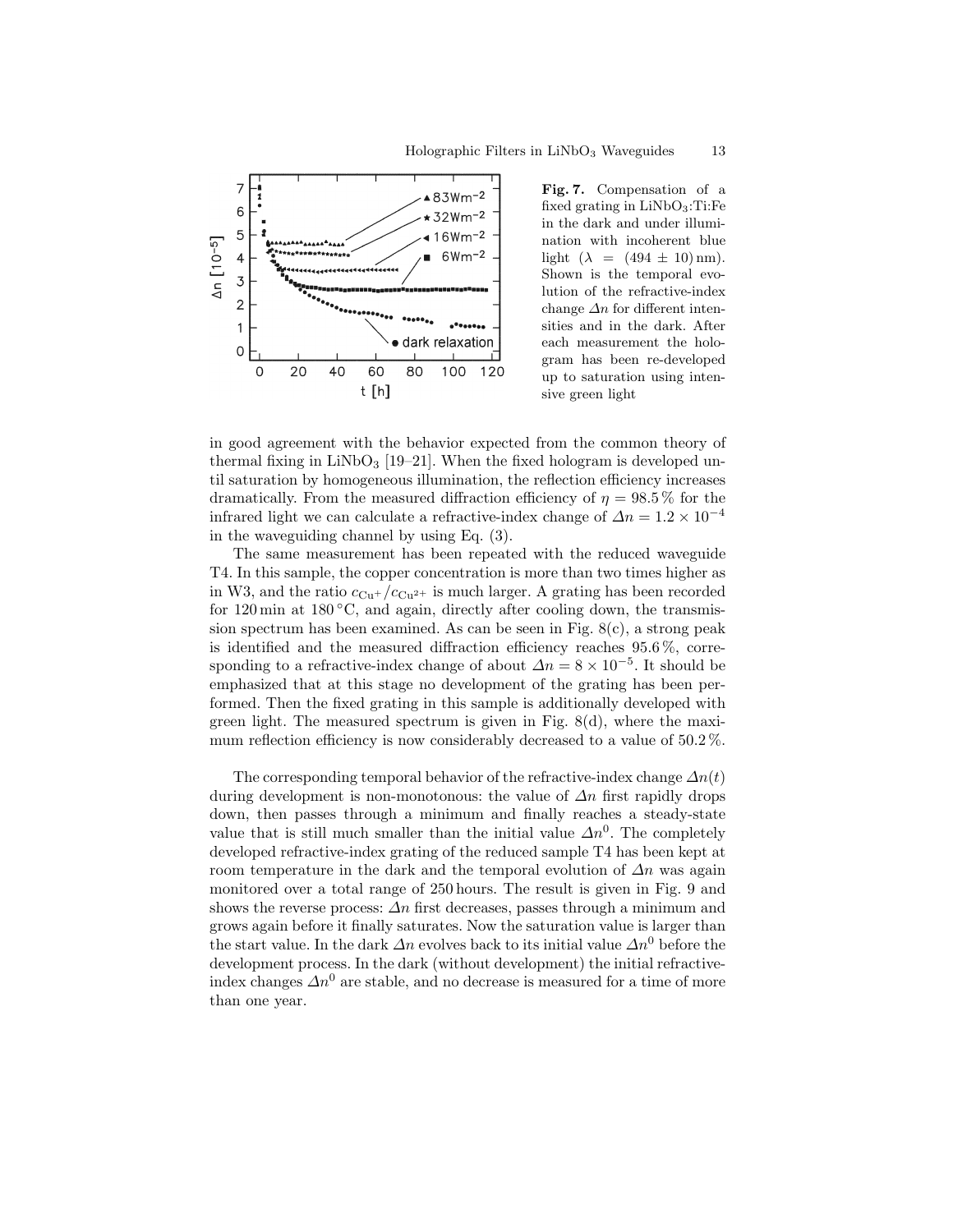**Fig. 7.** Compensation of a fixed grating in $LiNbO_3$:Ti:Fe in the dark and under illumination with incoherent blue light ($\lambda = (494 \pm 10)$ nm). Shown is the temporal evolution of the refractive-index change $\Delta n$ for different intensities and in the dark. After each measurement the hologram has been re-developed up to saturation using intensive green light

in good agreement with the behavior expected from the common theory of thermal fixing in $LiNbO_3$ [19–21]. When the fixed hologram is developed until saturation by homogeneous illumination, the reflection efficiency increases dramatically. From the measured diffraction efficiency of $\eta = 98.5\,\%$ for the infrared light we can calculate a refractive-index change of $\Delta n = 1.2 \times 10^{-4}$ in the waveguiding channel by using Eq. (3).

The same measurement has been repeated with the reduced waveguide T4. In this sample, the copper concentration is more than two times higher as in W3, and the ratio $c_{Cu^+}/c_{Cu^{2+}}$ is much larger. A grating has been recorded for 120 min at 180 °C, and again, directly after cooling down, the transmission spectrum has been examined. As can be seen in Fig. 8(c), a strong peak is identified and the measured diffraction efficiency reaches 95.6 %, corresponding to a refractive-index change of about $\Delta n = 8 \times 10^{-5}$. It should be emphasized that at this stage no development of the grating has been performed. Then the fixed grating in this sample is additionally developed with green light. The measured spectrum is given in Fig. 8(d), where the maximum reflection efficiency is now considerably decreased to a value of 50.2 %.

The corresponding temporal behavior of the refractive-index change $\Delta n(t)$ during development is non-monotonous: the value of $\Delta n$ first rapidly drops down, then passes through a minimum and finally reaches a steady-state value that is still much smaller than the initial value $\Delta n^0$. The completely developed refractive-index grating of the reduced sample T4 has been kept at room temperature in the dark and the temporal evolution of $\Delta n$ was again monitored over a total range of 250 hours. The result is given in Fig. 9 and shows the reverse process: $\Delta n$ first decreases, passes through a minimum and grows again before it finally saturates. Now the saturation value is larger than the start value. In the dark $\Delta n$ evolves back to its initial value $\Delta n^0$ before the development process. In the dark (without development) the initial refractive-index changes $\Delta n^0$ are stable, and no decrease is measured for a time of more than one year.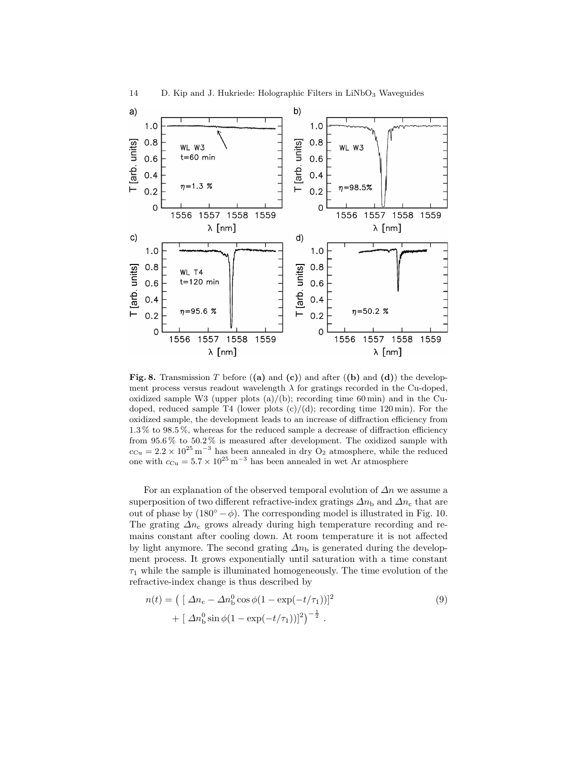**Fig. 8.** Transmission $T$ before (**(a)** and **(c)**) and after (**(b)** and **(d)**) the development process versus readout wavelength $\lambda$ for gratings recorded in the Cu-doped, oxidized sample W3 (upper plots (a)/(b); recording time 60 min) and in the Cu-doped, reduced sample T4 (lower plots (c)/(d); recording time 120 min). For the oxidized sample, the development leads to an increase of diffraction efficiency from 1.3 % to 98.5 %, whereas for the reduced sample a decrease of diffraction efficiency from 95.6 % to 50.2 % is measured after development. The oxidized sample with $c_{\mathrm{Cu}} = 2.2 \times 10^{25}\,\mathrm{m}^{-3}$ has been annealed in dry $O_2$ atmosphere, while the reduced one with $c_{\mathrm{Cu}} = 5.7 \times 10^{25}\,\mathrm{m}^{-3}$ has been annealed in wet Ar atmosphere

For an explanation of the observed temporal evolution of $\Delta n$ we assume a superposition of two different refractive-index gratings $\Delta n_{\mathrm{b}}$ and $\Delta n_{\mathrm{c}}$ that are out of phase by $(180^\circ - \phi)$. The corresponding model is illustrated in Fig. 10. The grating $\Delta n_{\mathrm{c}}$ grows already during high temperature recording and remains constant after cooling down. At room temperature it is not affected by light anymore. The second grating $\Delta n_{\mathrm{b}}$ is generated during the development process. It grows exponentially until saturation with a time constant $\tau_1$ while the sample is illuminated homogeneously. The time evolution of the refractive-index change is thus described by

$$n(t) = \Big( \left[ \Delta n_{\mathrm{c}} - \Delta n_{\mathrm{b}}^{0} \cos\phi (1 - \exp(-t/\tau_1)) \right]^2 + \left[ \Delta n_{\mathrm{b}}^{0} \sin\phi (1 - \exp(-t/\tau_1)) \right]^2 \Big)^{-\frac{1}{2}} \; . \tag{9}$$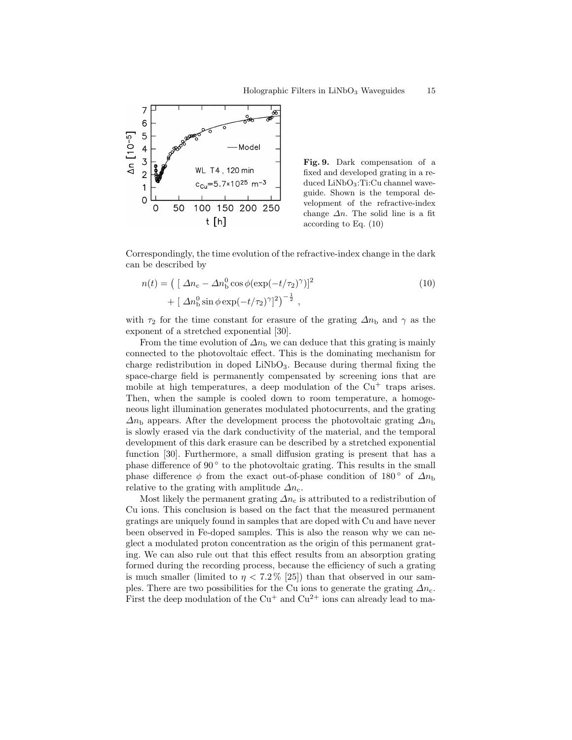**Fig. 9.** Dark compensation of a fixed and developed grating in a reduced $LiNbO_3$:Ti:Cu channel waveguide. Shown is the temporal development of the refractive-index change $\Delta n$. The solid line is a fit according to Eq. (10)

Correspondingly, the time evolution of the refractive-index change in the dark can be described by

$$n(t) = \Big( \, [ \, \Delta n_{\mathrm{c}} - \Delta n_{\mathrm{b}}^{0} \cos\phi (\exp(-t/\tau_2)^{\gamma})]^2 + [ \, \Delta n_{\mathrm{b}}^{0} \sin\phi \exp(-t/\tau_2)^{\gamma}]^2 \Big)^{-\frac{1}{2}} \,, \tag{10}$$

with $\tau_2$ for the time constant for erasure of the grating $\Delta n_{\mathrm{b}}$ and $\gamma$ as the exponent of a stretched exponential [30].

From the time evolution of $\Delta n_{\mathrm{b}}$ we can deduce that this grating is mainly connected to the photovoltaic effect. This is the dominating mechanism for charge redistribution in doped $LiNbO_3$. Because during thermal fixing the space-charge field is permanently compensated by screening ions that are mobile at high temperatures, a deep modulation of the $Cu^{+}$ traps arises. Then, when the sample is cooled down to room temperature, a homogeneous light illumination generates modulated photocurrents, and the grating $\Delta n_{\mathrm{b}}$ appears. After the development process the photovoltaic grating $\Delta n_{\mathrm{b}}$ is slowly erased via the dark conductivity of the material, and the temporal development of this dark erasure can be described by a stretched exponential function [30]. Furthermore, a small diffusion grating is present that has a phase difference of $90^\circ$ to the photovoltaic grating. This results in the small phase difference $\phi$ from the exact out-of-phase condition of $180^\circ$ of $\Delta n_{\mathrm{b}}$ relative to the grating with amplitude $\Delta n_{\mathrm{c}}$.

Most likely the permanent grating $\Delta n_{\mathrm{c}}$ is attributed to a redistribution of Cu ions. This conclusion is based on the fact that the measured permanent gratings are uniquely found in samples that are doped with Cu and have never been observed in Fe-doped samples. This is also the reason why we can neglect a modulated proton concentration as the origin of this permanent grating. We can also rule out that this effect results from an absorption grating formed during the recording process, because the efficiency of such a grating is much smaller (limited to $\eta < 7.2\,\%$ [25]) than that observed in our samples. There are two possibilities for the Cu ions to generate the grating $\Delta n_{\mathrm{c}}$. First the deep modulation of the $Cu^{+}$ and $Cu^{2+}$ ions can already lead to ma-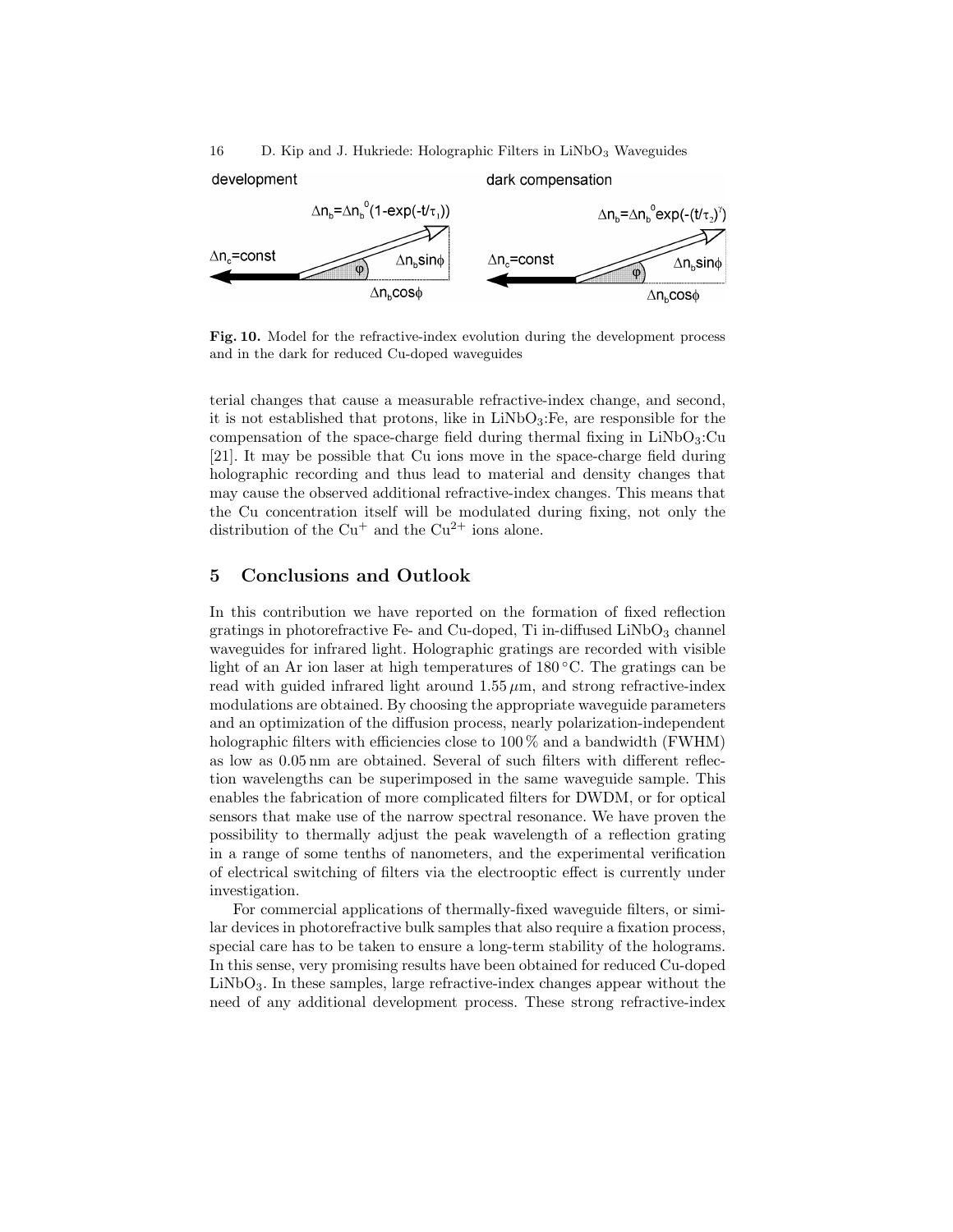**Fig. 10.** Model for the refractive-index evolution during the development process and in the dark for reduced Cu-doped waveguides

terial changes that cause a measurable refractive-index change, and second, it is not established that protons, like in $LiNbO_3$:Fe, are responsible for the compensation of the space-charge field during thermal fixing in $LiNbO_3$:Cu [21]. It may be possible that Cu ions move in the space-charge field during holographic recording and thus lead to material and density changes that may cause the observed additional refractive-index changes. This means that the Cu concentration itself will be modulated during fixing, not only the distribution of the $Cu^+$ and the $Cu^{2+}$ ions alone.

## 5 Conclusions and Outlook

In this contribution we have reported on the formation of fixed reflection gratings in photorefractive Fe- and Cu-doped, Ti in-diffused $LiNbO_3$ channel waveguides for infrared light. Holographic gratings are recorded with visible light of an Ar ion laser at high temperatures of 180 °C. The gratings can be read with guided infrared light around 1.55 $\mu$m, and strong refractive-index modulations are obtained. By choosing the appropriate waveguide parameters and an optimization of the diffusion process, nearly polarization-independent holographic filters with efficiencies close to 100 % and a bandwidth (FWHM) as low as 0.05 nm are obtained. Several of such filters with different reflection wavelengths can be superimposed in the same waveguide sample. This enables the fabrication of more complicated filters for DWDM, or for optical sensors that make use of the narrow spectral resonance. We have proven the possibility to thermally adjust the peak wavelength of a reflection grating in a range of some tenths of nanometers, and the experimental verification of electrical switching of filters via the electrooptic effect is currently under investigation.

For commercial applications of thermally-fixed waveguide filters, or similar devices in photorefractive bulk samples that also require a fixation process, special care has to be taken to ensure a long-term stability of the holograms. In this sense, very promising results have been obtained for reduced Cu-doped $LiNbO_3$. In these samples, large refractive-index changes appear without the need of any additional development process. These strong refractive-index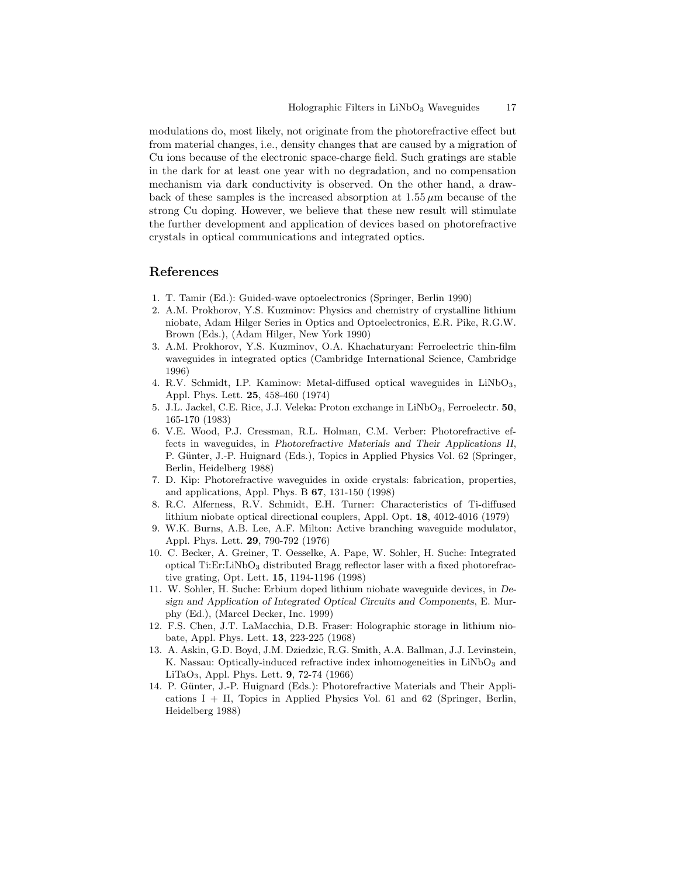modulations do, most likely, not originate from the photorefractive effect but from material changes, i.e., density changes that are caused by a migration of Cu ions because of the electronic space-charge field. Such gratings are stable in the dark for at least one year with no degradation, and no compensation mechanism via dark conductivity is observed. On the other hand, a drawback of these samples is the increased absorption at 1.55 μm because of the strong Cu doping. However, we believe that these new result will stimulate the further development and application of devices based on photorefractive crystals in optical communications and integrated optics.

## References

1. T. Tamir (Ed.): Guided-wave optoelectronics (Springer, Berlin 1990)
2. A.M. Prokhorov, Y.S. Kuzminov: Physics and chemistry of crystalline lithium niobate, Adam Hilger Series in Optics and Optoelectronics, E.R. Pike, R.G.W. Brown (Eds.), (Adam Hilger, New York 1990)
3. A.M. Prokhorov, Y.S. Kuzminov, O.A. Khachaturyan: Ferroelectric thin-film waveguides in integrated optics (Cambridge International Science, Cambridge 1996)
4. R.V. Schmidt, I.P. Kaminow: Metal-diffused optical waveguides in $LiNbO_3$, Appl. Phys. Lett. **25**, 458-460 (1974)
5. J.L. Jackel, C.E. Rice, J.J. Veleka: Proton exchange in $LiNbO_3$, Ferroelectr. **50**, 165-170 (1983)
6. V.E. Wood, P.J. Cressman, R.L. Holman, C.M. Verber: Photorefractive effects in waveguides, in *Photorefractive Materials and Their Applications II*, P. Günter, J.-P. Huignard (Eds.), Topics in Applied Physics Vol. 62 (Springer, Berlin, Heidelberg 1988)
7. D. Kip: Photorefractive waveguides in oxide crystals: fabrication, properties, and applications, Appl. Phys. B **67**, 131-150 (1998)
8. R.C. Alferness, R.V. Schmidt, E.H. Turner: Characteristics of Ti-diffused lithium niobate optical directional couplers, Appl. Opt. **18**, 4012-4016 (1979)
9. W.K. Burns, A.B. Lee, A.F. Milton: Active branching waveguide modulator, Appl. Phys. Lett. **29**, 790-792 (1976)
10. C. Becker, A. Greiner, T. Oesselke, A. Pape, W. Sohler, H. Suche: Integrated optical Ti:Er:$LiNbO_3$ distributed Bragg reflector laser with a fixed photorefractive grating, Opt. Lett. **15**, 1194-1196 (1998)
11. W. Sohler, H. Suche: Erbium doped lithium niobate waveguide devices, in *Design and Application of Integrated Optical Circuits and Components*, E. Murphy (Ed.), (Marcel Decker, Inc. 1999)
12. F.S. Chen, J.T. LaMacchia, D.B. Fraser: Holographic storage in lithium niobate, Appl. Phys. Lett. **13**, 223-225 (1968)
13. A. Askin, G.D. Boyd, J.M. Dziedzic, R.G. Smith, A.A. Ballman, J.J. Levinstein, K. Nassau: Optically-induced refractive index inhomogeneities in $LiNbO_3$ and $LiTaO_3$, Appl. Phys. Lett. **9**, 72-74 (1966)
14. P. Günter, J.-P. Huignard (Eds.): Photorefractive Materials and Their Applications I + II, Topics in Applied Physics Vol. 61 and 62 (Springer, Berlin, Heidelberg 1988)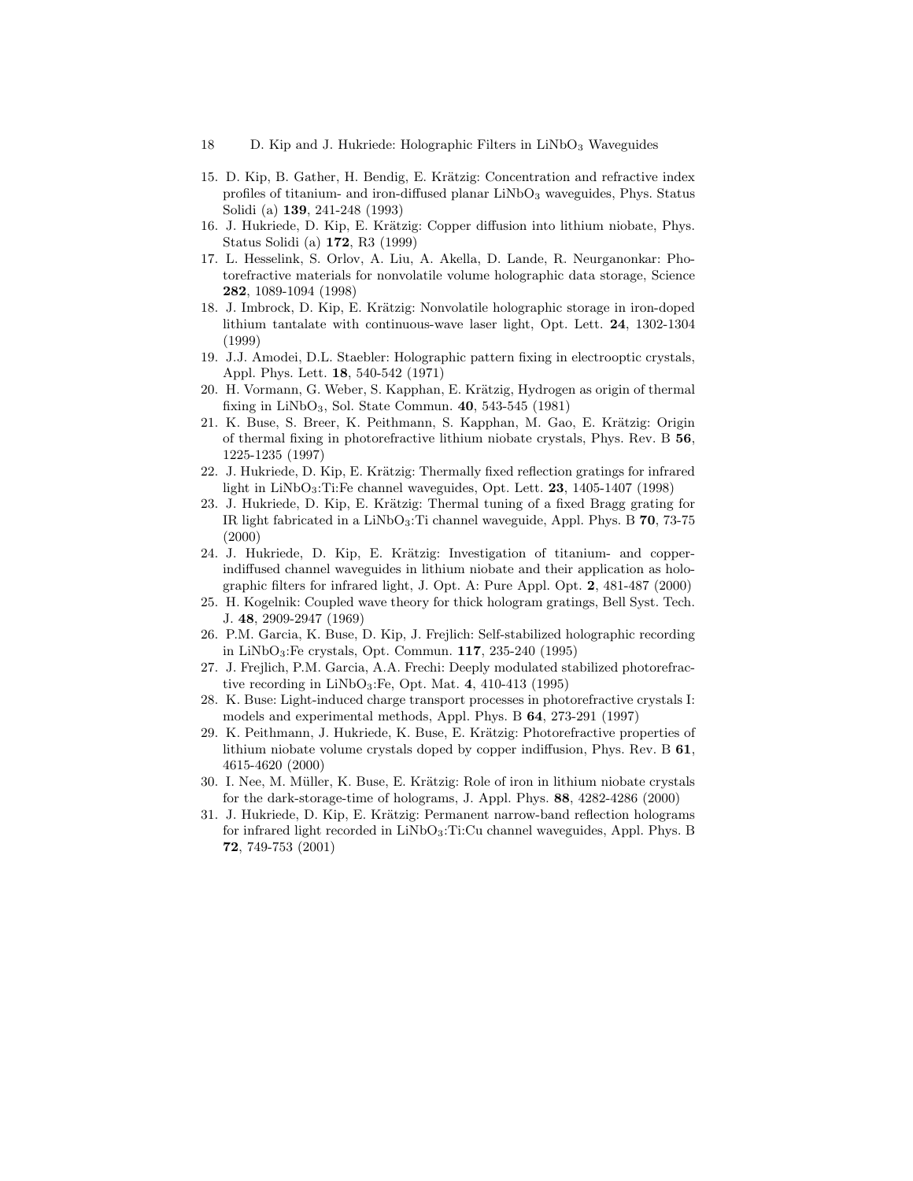15. D. Kip, B. Gather, H. Bendig, E. Krätzig: Concentration and refractive index profiles of titanium- and iron-diffused planar $LiNbO_3$ waveguides, Phys. Status Solidi (a) **139**, 241-248 (1993)
16. J. Hukriede, D. Kip, E. Krätzig: Copper diffusion into lithium niobate, Phys. Status Solidi (a) **172**, R3 (1999)
17. L. Hesselink, S. Orlov, A. Liu, A. Akella, D. Lande, R. Neurganonkar: Photorefractive materials for nonvolatile volume holographic data storage, Science **282**, 1089-1094 (1998)
18. J. Imbrock, D. Kip, E. Krätzig: Nonvolatile holographic storage in iron-doped lithium tantalate with continuous-wave laser light, Opt. Lett. **24**, 1302-1304 (1999)
19. J.J. Amodei, D.L. Staebler: Holographic pattern fixing in electrooptic crystals, Appl. Phys. Lett. **18**, 540-542 (1971)
20. H. Vormann, G. Weber, S. Kapphan, E. Krätzig, Hydrogen as origin of thermal fixing in $LiNbO_3$, Sol. State Commun. **40**, 543-545 (1981)
21. K. Buse, S. Breer, K. Peithmann, S. Kapphan, M. Gao, E. Krätzig: Origin of thermal fixing in photorefractive lithium niobate crystals, Phys. Rev. B **56**, 1225-1235 (1997)
22. J. Hukriede, D. Kip, E. Krätzig: Thermally fixed reflection gratings for infrared light in $LiNbO_3$:Ti:Fe channel waveguides, Opt. Lett. **23**, 1405-1407 (1998)
23. J. Hukriede, D. Kip, E. Krätzig: Thermal tuning of a fixed Bragg grating for IR light fabricated in a $LiNbO_3$:Ti channel waveguide, Appl. Phys. B **70**, 73-75 (2000)
24. J. Hukriede, D. Kip, E. Krätzig: Investigation of titanium- and copper-indiffused channel waveguides in lithium niobate and their application as holographic filters for infrared light, J. Opt. A: Pure Appl. Opt. **2**, 481-487 (2000)
25. H. Kogelnik: Coupled wave theory for thick hologram gratings, Bell Syst. Tech. J. **48**, 2909-2947 (1969)
26. P.M. Garcia, K. Buse, D. Kip, J. Frejlich: Self-stabilized holographic recording in $LiNbO_3$:Fe crystals, Opt. Commun. **117**, 235-240 (1995)
27. J. Frejlich, P.M. Garcia, A.A. Frechi: Deeply modulated stabilized photorefractive recording in $LiNbO_3$:Fe, Opt. Mat. **4**, 410-413 (1995)
28. K. Buse: Light-induced charge transport processes in photorefractive crystals I: models and experimental methods, Appl. Phys. B **64**, 273-291 (1997)
29. K. Peithmann, J. Hukriede, K. Buse, E. Krätzig: Photorefractive properties of lithium niobate volume crystals doped by copper indiffusion, Phys. Rev. B **61**, 4615-4620 (2000)
30. I. Nee, M. Müller, K. Buse, E. Krätzig: Role of iron in lithium niobate crystals for the dark-storage-time of holograms, J. Appl. Phys. **88**, 4282-4286 (2000)
31. J. Hukriede, D. Kip, E. Krätzig: Permanent narrow-band reflection holograms for infrared light recorded in $LiNbO_3$:Ti:Cu channel waveguides, Appl. Phys. B **72**, 749-753 (2001)